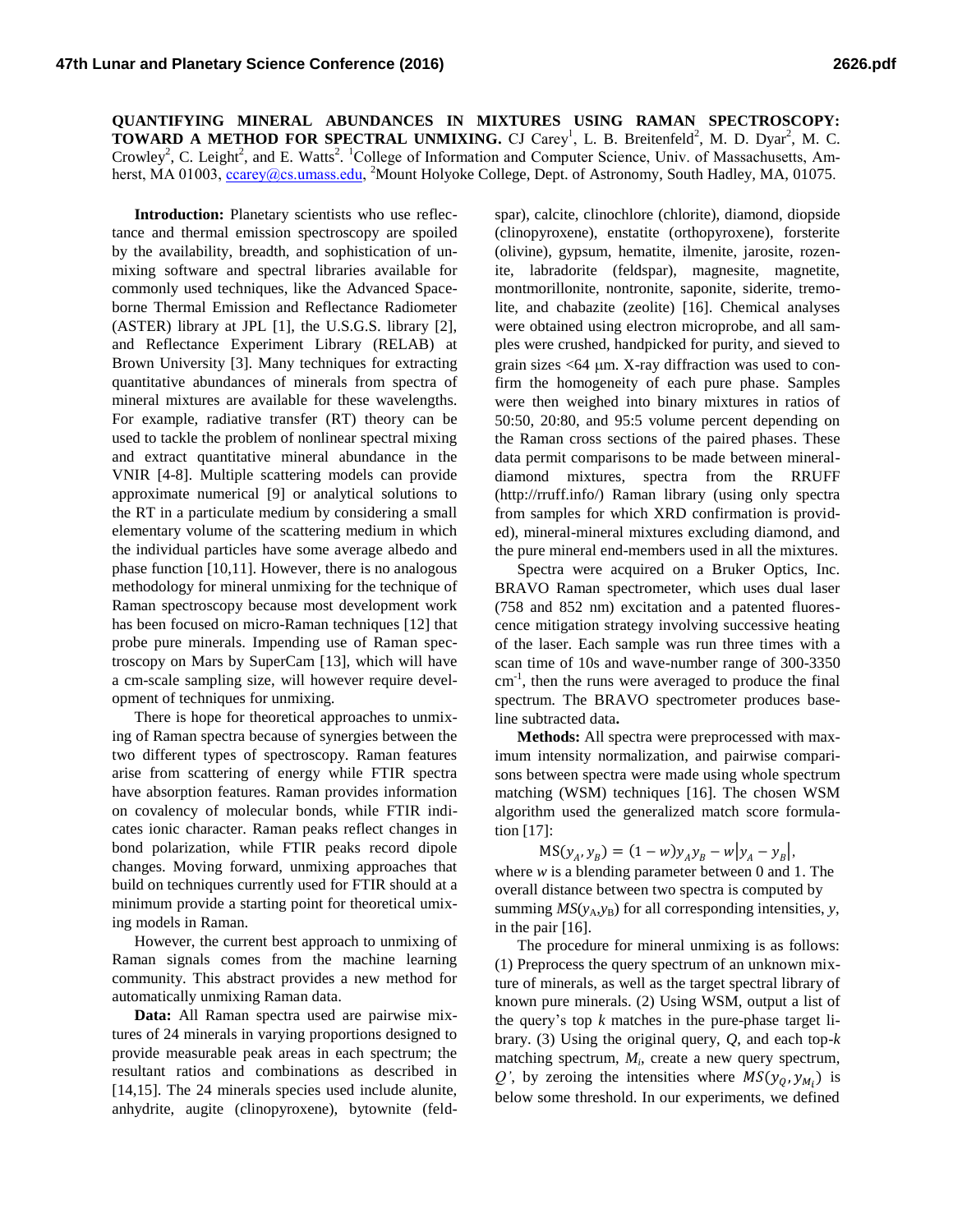**QUANTIFYING MINERAL ABUNDANCES IN MIXTURES USING RAMAN SPECTROSCOPY: TOWARD A METHOD FOR SPECTRAL UNMIXING.** CJ Carey[1], L. B. Breitenfeld[2], M. D. Dyar[2], M. C. Crowley[2], C. Leight[2], and E. Watts[2]. [1]College of Information and Computer Science, Univ. of Massachusetts, Amherst, MA 01003, ccarey@cs.umass.edu, [2]Mount Holyoke College, Dept. of Astronomy, South Hadley, MA, 01075.

**Introduction:** Planetary scientists who use reflectance and thermal emission spectroscopy are spoiled by the availability, breadth, and sophistication of unmixing software and spectral libraries available for commonly used techniques, like the Advanced Spaceborne Thermal Emission and Reflectance Radiometer (ASTER) library at JPL [1], the U.S.G.S. library [2], and Reflectance Experiment Library (RELAB) at Brown University [3]. Many techniques for extracting quantitative abundances of minerals from spectra of mineral mixtures are available for these wavelengths. For example, radiative transfer (RT) theory can be used to tackle the problem of nonlinear spectral mixing and extract quantitative mineral abundance in the VNIR [4-8]. Multiple scattering models can provide approximate numerical [9] or analytical solutions to the RT in a particulate medium by considering a small elementary volume of the scattering medium in which the individual particles have some average albedo and phase function [10,11]. However, there is no analogous methodology for mineral unmixing for the technique of Raman spectroscopy because most development work has been focused on micro-Raman techniques [12] that probe pure minerals. Impending use of Raman spectroscopy on Mars by SuperCam [13], which will have a cm-scale sampling size, will however require development of techniques for unmixing.

There is hope for theoretical approaches to unmixing of Raman spectra because of synergies between the two different types of spectroscopy. Raman features arise from scattering of energy while FTIR spectra have absorption features. Raman provides information on covalency of molecular bonds, while FTIR indicates ionic character. Raman peaks reflect changes in bond polarization, while FTIR peaks record dipole changes. Moving forward, unmixing approaches that build on techniques currently used for FTIR should at a minimum provide a starting point for theoretical umixing models in Raman.

However, the current best approach to unmixing of Raman signals comes from the machine learning community. This abstract provides a new method for automatically unmixing Raman data.

**Data:** All Raman spectra used are pairwise mixtures of 24 minerals in varying proportions designed to provide measurable peak areas in each spectrum; the resultant ratios and combinations as described in [14,15]. The 24 minerals species used include alunite, anhydrite, augite (clinopyroxene), bytownite (feldspar), calcite, clinochlore (chlorite), diamond, diopside (clinopyroxene), enstatite (orthopyroxene), forsterite (olivine), gypsum, hematite, ilmenite, jarosite, rozenite, labradorite (feldspar), magnesite, magnetite, montmorillonite, nontronite, saponite, siderite, tremolite, and chabazite (zeolite) [16]. Chemical analyses were obtained using electron microprobe, and all samples were crushed, handpicked for purity, and sieved to grain sizes <64 μm. X-ray diffraction was used to confirm the homogeneity of each pure phase. Samples were then weighed into binary mixtures in ratios of 50:50, 20:80, and 95:5 volume percent depending on the Raman cross sections of the paired phases. These data permit comparisons to be made between mineral-diamond mixtures, spectra from the RRUFF (http://rruff.info/) Raman library (using only spectra from samples for which XRD confirmation is provided), mineral-mineral mixtures excluding diamond, and the pure mineral end-members used in all the mixtures.

Spectra were acquired on a Bruker Optics, Inc. BRAVO Raman spectrometer, which uses dual laser (758 and 852 nm) excitation and a patented fluorescence mitigation strategy involving successive heating of the laser. Each sample was run three times with a scan time of 10s and wave-number range of 300-3350 $cm^{-1}$, then the runs were averaged to produce the final spectrum. The BRAVO spectrometer produces baseline subtracted data**.**

**Methods:** All spectra were preprocessed with maximum intensity normalization, and pairwise comparisons between spectra were made using whole spectrum matching (WSM) techniques [16]. The chosen WSM algorithm used the generalized match score formulation [17]:

$$\mathrm{MS}(y_A, y_B) = (1 - w)y_A y_B - w|y_A - y_B|,$$

where $w$ is a blending parameter between 0 and 1. The overall distance between two spectra is computed by summing $MS(y_A, y_B)$ for all corresponding intensities, $y$, in the pair [16].

The procedure for mineral unmixing is as follows: (1) Preprocess the query spectrum of an unknown mixture of minerals, as well as the target spectral library of known pure minerals. (2) Using WSM, output a list of the query's top $k$ matches in the pure-phase target library. (3) Using the original query, $Q$, and each top-$k$ matching spectrum, $M_i$, create a new query spectrum, $Q'$, by zeroing the intensities where $MS(y_Q, y_{M_i})$ is below some threshold. In our experiments, we defined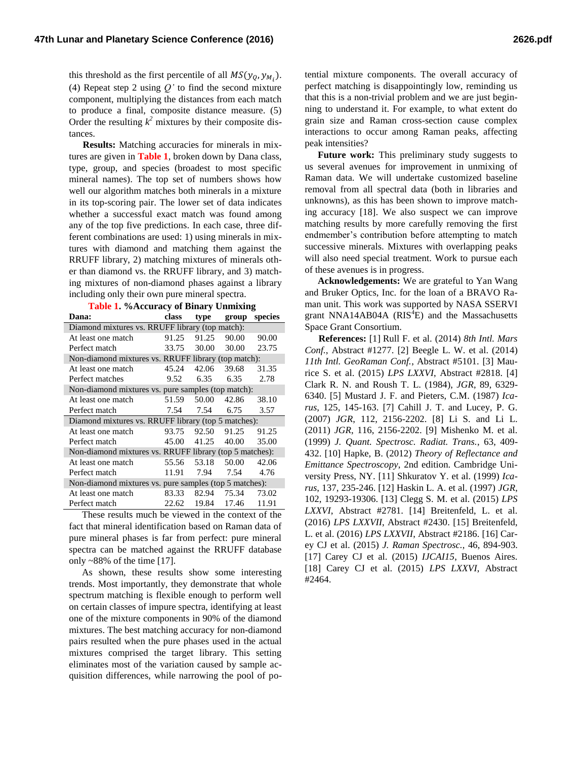this threshold as the first percentile of all $MS(y_Q, y_{M_i})$. (4) Repeat step 2 using $Q'$ to find the second mixture component, multiplying the distances from each match to produce a final, composite distance measure. (5) Order the resulting $k^2$ mixtures by their composite distances.

**Results:** Matching accuracies for minerals in mixtures are given in **Table 1**, broken down by Dana class, type, group, and species (broadest to most specific mineral names). The top set of numbers shows how well our algorithm matches both minerals in a mixture in its top-scoring pair. The lower set of data indicates whether a successful exact match was found among any of the top five predictions. In each case, three different combinations are used: 1) using minerals in mixtures with diamond and matching them against the RRUFF library, 2) matching mixtures of minerals other than diamond vs. the RRUFF library, and 3) matching mixtures of non-diamond phases against a library including only their own pure mineral spectra.

**Table 1. %Accuracy of Binary Unmixing**

| Dana: | class | type | group | species |
|---|---|---|---|---|
| Diamond mixtures vs. RRUFF library (top match): | | | | |
| At least one match | 91.25 | 91.25 | 90.00 | 90.00 |
| Perfect match | 33.75 | 30.00 | 30.00 | 23.75 |
| Non-diamond mixtures vs. RRUFF library (top match): | | | | |
| At least one match | 45.24 | 42.06 | 39.68 | 31.35 |
| Perfect matches | 9.52 | 6.35 | 6.35 | 2.78 |
| Non-diamond mixtures vs. pure samples (top match): | | | | |
| At least one match | 51.59 | 50.00 | 42.86 | 38.10 |
| Perfect match | 7.54 | 7.54 | 6.75 | 3.57 |
| Diamond mixtures vs. RRUFF library (top 5 matches): | | | | |
| At least one match | 93.75 | 92.50 | 91.25 | 91.25 |
| Perfect match | 45.00 | 41.25 | 40.00 | 35.00 |
| Non-diamond mixtures vs. RRUFF library (top 5 matches): | | | | |
| At least one match | 55.56 | 53.18 | 50.00 | 42.06 |
| Perfect match | 11.91 | 7.94 | 7.54 | 4.76 |
| Non-diamond mixtures vs. pure samples (top 5 matches): | | | | |
| At least one match | 83.33 | 82.94 | 75.34 | 73.02 |
| Perfect match | 22.62 | 19.84 | 17.46 | 11.91 |

These results much be viewed in the context of the fact that mineral identification based on Raman data of pure mineral phases is far from perfect: pure mineral spectra can be matched against the RRUFF database only ~88% of the time [17].

As shown, these results show some interesting trends. Most importantly, they demonstrate that whole spectrum matching is flexible enough to perform well on certain classes of impure spectra, identifying at least one of the mixture components in 90% of the diamond mixtures. The best matching accuracy for non-diamond pairs resulted when the pure phases used in the actual mixtures comprised the target library. This setting eliminates most of the variation caused by sample acquisition differences, while narrowing the pool of potential mixture components. The overall accuracy of perfect matching is disappointingly low, reminding us that this is a non-trivial problem and we are just beginning to understand it. For example, to what extent do grain size and Raman cross-section cause complex interactions to occur among Raman peaks, affecting peak intensities?

**Future work:** This preliminary study suggests to us several avenues for improvement in unmixing of Raman data. We will undertake customized baseline removal from all spectral data (both in libraries and unknowns), as this has been shown to improve matching accuracy [18]. We also suspect we can improve matching results by more carefully removing the first endmember's contribution before attempting to match successive minerals. Mixtures with overlapping peaks will also need special treatment. Work to pursue each of these avenues is in progress.

**Acknowledgements:** We are grateful to Yan Wang and Bruker Optics, Inc. for the loan of a BRAVO Raman unit. This work was supported by NASA SSERVI grant NNA14AB04A (RIS[4]E) and the Massachusetts Space Grant Consortium.

**References:** [1] Rull F. et al. (2014) *8th Intl. Mars Conf.,* Abstract #1277. [2] Beegle L. W. et al. (2014) *11th Intl. GeoRaman Conf.*, Abstract #5101. [3] Maurice S. et al. (2015) *LPS LXXVI*, Abstract #2818. [4] Clark R. N. and Roush T. L. (1984), *JGR*, 89, 6329-6340. [5] Mustard J. F. and Pieters, C.M. (1987) *Icarus*, 125, 145-163. [7] Cahill J. T. and Lucey, P. G. (2007) *JGR*, 112, 2156-2202. [8] Li S. and Li L. (2011) *JGR*, 116, 2156-2202. [9] Mishenko M. et al. (1999) *J. Quant. Spectrosc. Radiat. Trans.*, 63, 409-432. [10] Hapke, B. (2012) *Theory of Reflectance and Emittance Spectroscopy*, 2nd edition. Cambridge University Press, NY. [11] Shkuratov Y. et al. (1999) *Icarus*, 137, 235-246. [12] Haskin L. A. et al. (1997) *JGR*, 102, 19293-19306. [13] Clegg S. M. et al. (2015) *LPS LXXVI*, Abstract #2781. [14] Breitenfeld, L. et al. (2016) *LPS LXXVII*, Abstract #2430. [15] Breitenfeld, L. et al. (2016) *LPS LXXVII*, Abstract #2186. [16] Carey CJ et al. (2015) *J. Raman Spectrosc.*, 46, 894-903. [17] Carey CJ et al. (2015) *IJCAI15*, Buenos Aires. [18] Carey CJ et al. (2015) *LPS LXXVI*, Abstract #2464.